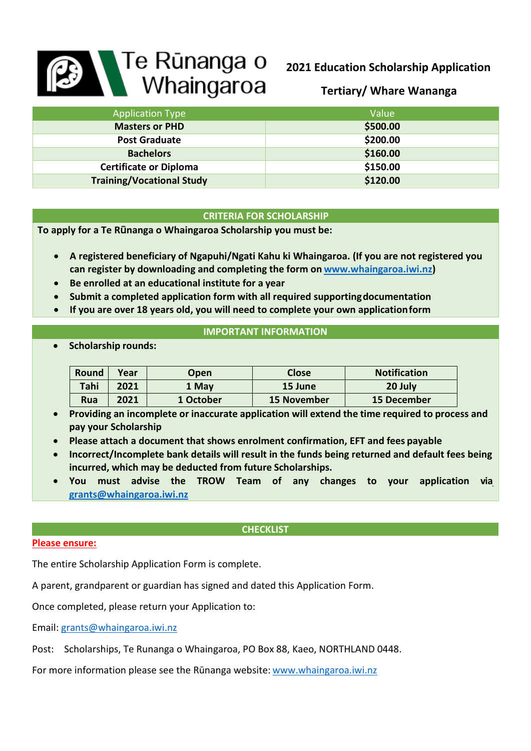# Te Rūnanga o Whaingaroa

## 2021 Education Scholarship Application

## Tertiary/ Whare Wananga

| Application Type | Value |
|---|---|
| **Masters or PHD** | **$500.00** |
| **Post Graduate** | **$200.00** |
| **Bachelors** | **$160.00** |
| **Certificate or Diploma** | **$150.00** |
| **Training/Vocational Study** | **$120.00** |

### CRITERIA FOR SCHOLARSHIP

**To apply for a Te Rūnanga o Whaingaroa Scholarship you must be:**

- **A registered beneficiary of Ngapuhi/Ngati Kahu ki Whaingaroa. (If you are not registered you can register by downloading and completing the form on www.whaingaroa.iwi.nz)**
- **Be enrolled at an educational institute for a year**
- **Submit a completed application form with all required supporting documentation**
- **If you are over 18 years old, you will need to complete your own application form**

### IMPORTANT INFORMATION

- **Scholarship rounds:**

| Round | Year | Open | Close | Notification |
|---|---|---|---|---|
| Tahi | 2021 | 1 May | 15 June | 20 July |
| Rua | 2021 | 1 October | 15 November | 15 December |

- **Providing an incomplete or inaccurate application will extend the time required to process and pay your Scholarship**
- **Please attach a document that shows enrolment confirmation, EFT and fees payable**
- **Incorrect/Incomplete bank details will result in the funds being returned and default fees being incurred, which may be deducted from future Scholarships.**
- **You must advise the TROW Team of any changes to your application via grants@whaingaroa.iwi.nz**

### CHECKLIST

**Please ensure:**

The entire Scholarship Application Form is complete.

A parent, grandparent or guardian has signed and dated this Application Form.

Once completed, please return your Application to:

Email: grants@whaingaroa.iwi.nz

Post: Scholarships, Te Runanga o Whaingaroa, PO Box 88, Kaeo, NORTHLAND 0448.

For more information please see the Rūnanga website: www.whaingaroa.iwi.nz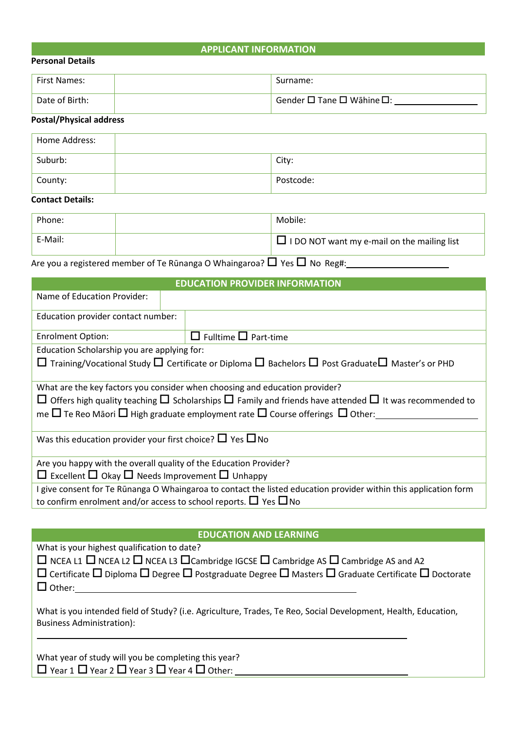## APPLICANT INFORMATION

**Personal Details**

| First Names: | | Surname: |
|---|---|---|
| Date of Birth: | | Gender ☐ Tane ☐ Wāhine ☐: ________________ |

**Postal/Physical address**

| Home Address: | | |
|---|---|---|
| Suburb: | | City: |
| County: | | Postcode: |

**Contact Details:**

| Phone: | | Mobile: |
|---|---|---|
| E-Mail: | | ☐ I DO NOT want my e-mail on the mailing list |

Are you a registered member of Te Rūnanga O Whaingaroa? ☐ Yes ☐ No Reg#:____________________

## EDUCATION PROVIDER INFORMATION

| Name of Education Provider: | |
|---|---|
| Education provider contact number: | |
| Enrolment Option: | ☐ Fulltime ☐ Part-time |

Education Scholarship you are applying for:
☐ Training/Vocational Study ☐ Certificate or Diploma ☐ Bachelors ☐ Post Graduate ☐ Master's or PHD

What are the key factors you consider when choosing and education provider?
☐ Offers high quality teaching ☐ Scholarships ☐ Family and friends have attended ☐ It was recommended to me ☐ Te Reo Māori ☐ High graduate employment rate ☐ Course offerings ☐ Other:____________________

Was this education provider your first choice? ☐ Yes ☐ No

Are you happy with the overall quality of the Education Provider?
☐ Excellent ☐ Okay ☐ Needs Improvement ☐ Unhappy

I give consent for Te Rūnanga O Whaingaroa to contact the listed education provider within this application form to confirm enrolment and/or access to school reports. ☐ Yes ☐ No

## EDUCATION AND LEARNING

What is your highest qualification to date?
☐ NCEA L1 ☐ NCEA L2 ☐ NCEA L3 ☐ Cambridge IGCSE ☐ Cambridge AS ☐ Cambridge AS and A2
☐ Certificate ☐ Diploma ☐ Degree ☐ Postgraduate Degree ☐ Masters ☐ Graduate Certificate ☐ Doctorate
☐ Other:________________________________________

What is you intended field of Study? (i.e. Agriculture, Trades, Te Reo, Social Development, Health, Education, Business Administration):

________________________________________________________________

What year of study will you be completing this year?
☐ Year 1 ☐ Year 2 ☐ Year 3 ☐ Year 4 ☐ Other: ____________________________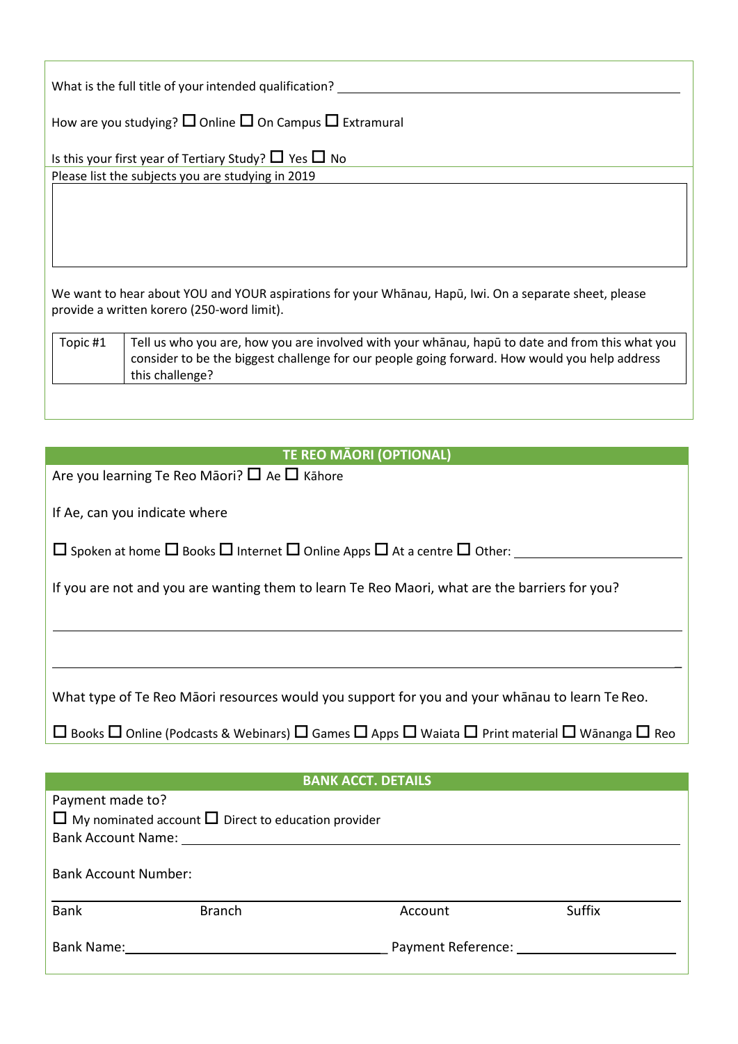What is the full title of your intended qualification? ___________________________________________

How are you studying? ☐ Online ☐ On Campus ☐ Extramural

Is this your first year of Tertiary Study? ☐ Yes ☐ No

Please list the subjects you are studying in 2019

We want to hear about YOU and YOUR aspirations for your Whānau, Hapū, Iwi. On a separate sheet, please provide a written korero (250-word limit).

| Topic #1 | Tell us who you are, how you are involved with your whānau, hapū to date and from this what you consider to be the biggest challenge for our people going forward. How would you help address this challenge? |
|---|---|

## TE REO MĀORI (OPTIONAL)

Are you learning Te Reo Māori? ☐ Ae ☐ Kāhore

If Ae, can you indicate where

☐ Spoken at home ☐ Books ☐ Internet ☐ Online Apps ☐ At a centre ☐ Other: ____________________

If you are not and you are wanting them to learn Te Reo Maori, what are the barriers for you?

What type of Te Reo Māori resources would you support for you and your whānau to learn Te Reo.

☐ Books ☐ Online (Podcasts & Webinars) ☐ Games ☐ Apps ☐ Waiata ☐ Print material ☐ Wānanga ☐ Reo

## BANK ACCT. DETAILS

Payment made to?

☐ My nominated account ☐ Direct to education provider

Bank Account Name: ___________________________________________

Bank Account Number:

| Bank | Branch | Account | Suffix |
|---|---|---|---|

Bank Name: ______________________ Payment Reference: ______________________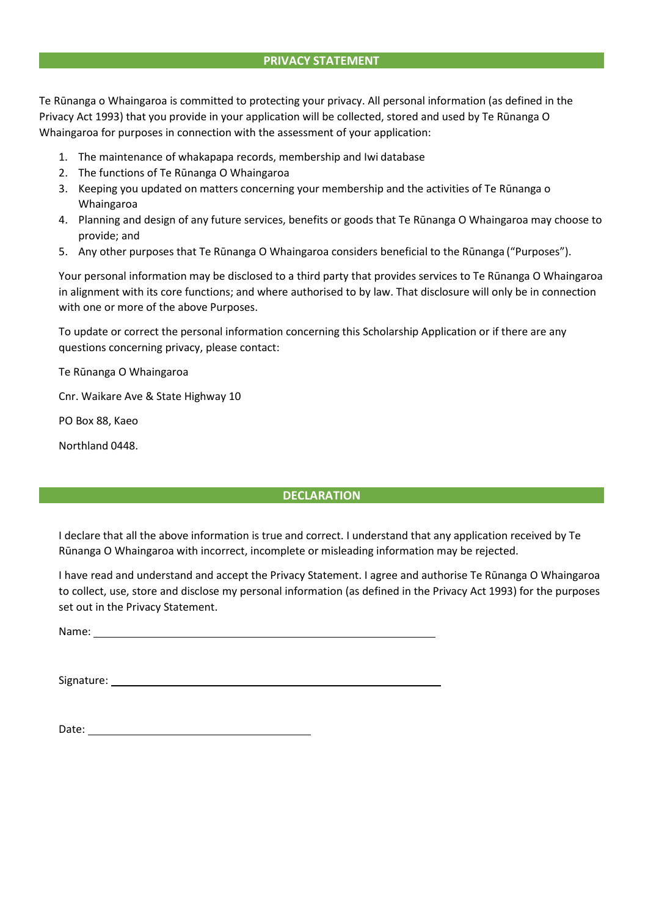## PRIVACY STATEMENT

Te Rūnanga o Whaingaroa is committed to protecting your privacy. All personal information (as defined in the Privacy Act 1993) that you provide in your application will be collected, stored and used by Te Rūnanga O Whaingaroa for purposes in connection with the assessment of your application:

1. The maintenance of whakapapa records, membership and Iwi database
2. The functions of Te Rūnanga O Whaingaroa
3. Keeping you updated on matters concerning your membership and the activities of Te Rūnanga o Whaingaroa
4. Planning and design of any future services, benefits or goods that Te Rūnanga O Whaingaroa may choose to provide; and
5. Any other purposes that Te Rūnanga O Whaingaroa considers beneficial to the Rūnanga ("Purposes").

Your personal information may be disclosed to a third party that provides services to Te Rūnanga O Whaingaroa in alignment with its core functions; and where authorised to by law. That disclosure will only be in connection with one or more of the above Purposes.

To update or correct the personal information concerning this Scholarship Application or if there are any questions concerning privacy, please contact:

Te Rūnanga O Whaingaroa

Cnr. Waikare Ave & State Highway 10

PO Box 88, Kaeo

Northland 0448.

## DECLARATION

I declare that all the above information is true and correct. I understand that any application received by Te Rūnanga O Whaingaroa with incorrect, incomplete or misleading information may be rejected.

I have read and understand and accept the Privacy Statement. I agree and authorise Te Rūnanga O Whaingaroa to collect, use, store and disclose my personal information (as defined in the Privacy Act 1993) for the purposes set out in the Privacy Statement.

Name: ____________________________________________

Signature: ____________________________________________

Date: ____________________________